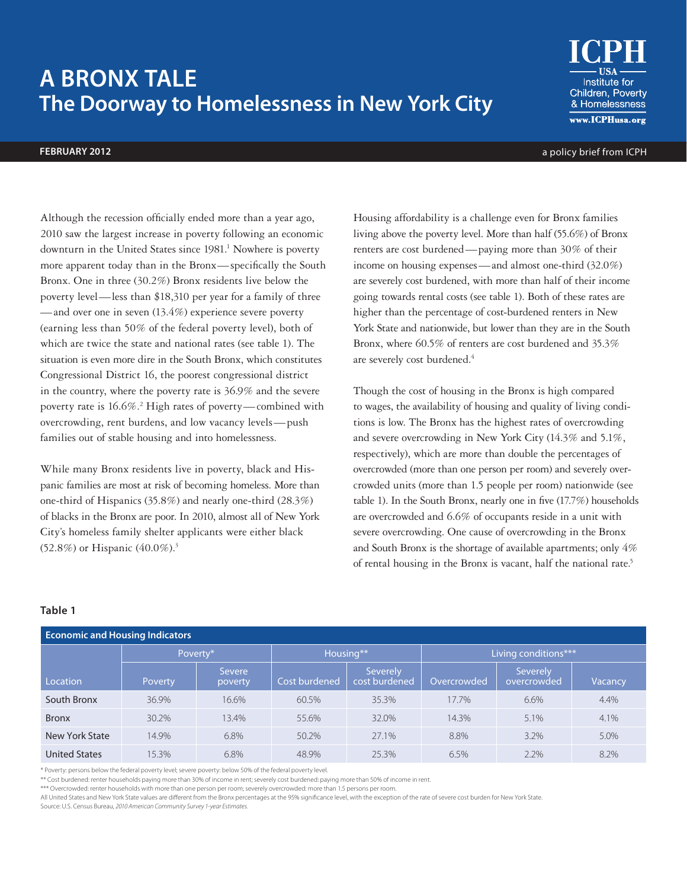# A BRONX TALE
## The Doorway to Homelessness in New York City

**FEBRUARY 2012**

a policy brief from ICPH

ICPH USA Institute for Children, Poverty & Homelessness www.ICPHusa.org

Although the recession officially ended more than a year ago, 2010 saw the largest increase in poverty following an economic downturn in the United States since 1981.[1] Nowhere is poverty more apparent today than in the Bronx—specifically the South Bronx. One in three (30.2%) Bronx residents live below the poverty level—less than $18,310 per year for a family of three—and over one in seven (13.4%) experience severe poverty (earning less than 50% of the federal poverty level), both of which are twice the state and national rates (see table 1). The situation is even more dire in the South Bronx, which constitutes Congressional District 16, the poorest congressional district in the country, where the poverty rate is 36.9% and the severe poverty rate is 16.6%.[2] High rates of poverty—combined with overcrowding, rent burdens, and low vacancy levels—push families out of stable housing and into homelessness.

While many Bronx residents live in poverty, black and Hispanic families are most at risk of becoming homeless. More than one-third of Hispanics (35.8%) and nearly one-third (28.3%) of blacks in the Bronx are poor. In 2010, almost all of New York City's homeless family shelter applicants were either black (52.8%) or Hispanic (40.0%).[3]

Housing affordability is a challenge even for Bronx families living above the poverty level. More than half (55.6%) of Bronx renters are cost burdened—paying more than 30% of their income on housing expenses—and almost one-third (32.0%) are severely cost burdened, with more than half of their income going towards rental costs (see table 1). Both of these rates are higher than the percentage of cost-burdened renters in New York State and nationwide, but lower than they are in the South Bronx, where 60.5% of renters are cost burdened and 35.3% are severely cost burdened.[4]

Though the cost of housing in the Bronx is high compared to wages, the availability of housing and quality of living conditions is low. The Bronx has the highest rates of overcrowding and severe overcrowding in New York City (14.3% and 5.1%, respectively), which are more than double the percentages of overcrowded (more than one person per room) and severely overcrowded units (more than 1.5 people per room) nationwide (see table 1). In the South Bronx, nearly one in five (17.7%) households are overcrowded and 6.6% of occupants reside in a unit with severe overcrowding. One cause of overcrowding in the Bronx and South Bronx is the shortage of available apartments; only 4% of rental housing in the Bronx is vacant, half the national rate.[5]

**Table 1**

**Economic and Housing Indicators**

| | Poverty* | | Housing** | | Living conditions*** | | |
|---|---|---|---|---|---|---|---|
| Location | Poverty | Severe poverty | Cost burdened | Severely cost burdened | Overcrowded | Severely overcrowded | Vacancy |
| South Bronx | 36.9% | 16.6% | 60.5% | 35.3% | 17.7% | 6.6% | 4.4% |
| Bronx | 30.2% | 13.4% | 55.6% | 32.0% | 14.3% | 5.1% | 4.1% |
| New York State | 14.9% | 6.8% | 50.2% | 27.1% | 8.8% | 3.2% | 5.0% |
| United States | 15.3% | 6.8% | 48.9% | 25.3% | 6.5% | 2.2% | 8.2% |

\* Poverty: persons below the federal poverty level; severe poverty: below 50% of the federal poverty level.
** Cost burdened: renter households paying more than 30% of income in rent; severely cost burdened: paying more than 50% of income in rent.
*** Overcrowded: renter households with more than one person per room; severely overcrowded: more than 1.5 persons per room.
All United States and New York State values are different from the Bronx percentages at the 95% significance level, with the exception of the rate of severe cost burden for New York State.
Source: U.S. Census Bureau, *2010 American Community Survey 1-year Estimates.*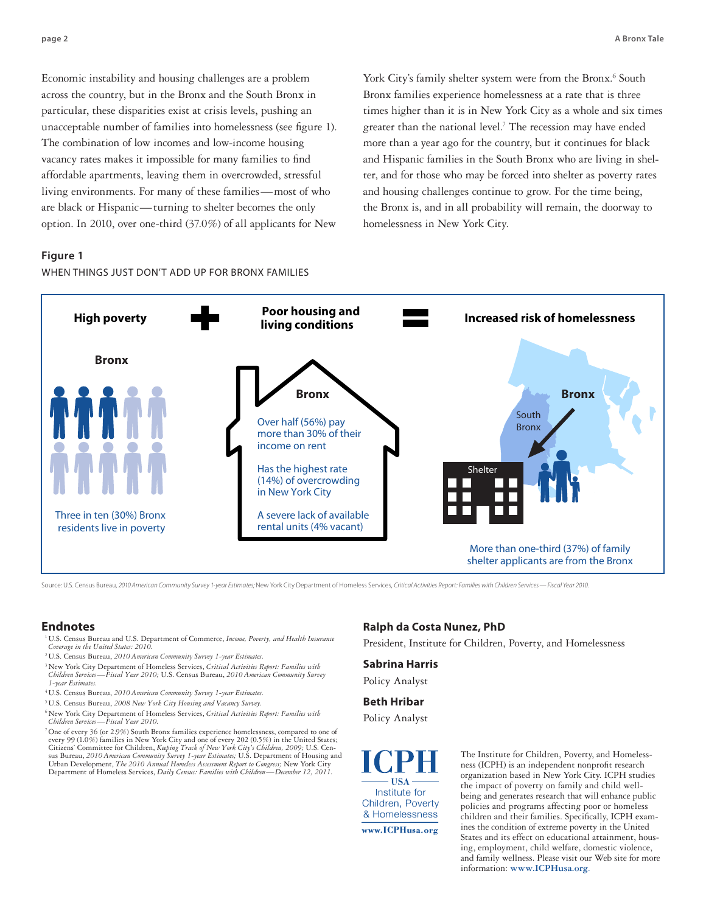Economic instability and housing challenges are a problem across the country, but in the Bronx and the South Bronx in particular, these disparities exist at crisis levels, pushing an unacceptable number of families into homelessness (see figure 1). The combination of low incomes and low-income housing vacancy rates makes it impossible for many families to find affordable apartments, leaving them in overcrowded, stressful living environments. For many of these families—most of who are black or Hispanic—turning to shelter becomes the only option. In 2010, over one-third (37.0%) of all applicants for New York City's family shelter system were from the Bronx.[6] South Bronx families experience homelessness at a rate that is three times higher than it is in New York City as a whole and six times greater than the national level.[7] The recession may have ended more than a year ago for the country, but it continues for black and Hispanic families in the South Bronx who are living in shelter, and for those who may be forced into shelter as poverty rates and housing challenges continue to grow. For the time being, the Bronx is, and in all probability will remain, the doorway to homelessness in New York City.

**Figure 1**

WHEN THINGS JUST DON'T ADD UP FOR BRONX FAMILIES

High poverty + Poor housing and living conditions = Increased risk of homelessness

Bronx

Three in ten (30%) Bronx residents live in poverty

Bronx

Over half (56%) pay more than 30% of their income on rent

Has the highest rate (14%) of overcrowding in New York City

A severe lack of available rental units (4% vacant)

Bronx

South Bronx

Shelter

More than one-third (37%) of family shelter applicants are from the Bronx

Source: U.S. Census Bureau, *2010 American Community Survey 1-year Estimates;* New York City Department of Homeless Services, *Critical Activities Report: Families with Children Services—Fiscal Year 2010.*

## Endnotes

[1] U.S. Census Bureau and U.S. Department of Commerce, *Income, Poverty, and Health Insurance Coverage in the United States: 2010.*

[2] U.S. Census Bureau, *2010 American Community Survey 1-year Estimates.*

[3] New York City Department of Homeless Services, *Critical Activities Report: Families with Children Services—Fiscal Year 2010;* U.S. Census Bureau, *2010 American Community Survey 1-year Estimates.*

[4] U.S. Census Bureau, *2010 American Community Survey 1-year Estimates.*

[5] U.S. Census Bureau, *2008 New York City Housing and Vacancy Survey.*

[6] New York City Department of Homeless Services, *Critical Activities Report: Families with Children Services—Fiscal Year 2010.*

[7] One of every 36 (or 2.9%) South Bronx families experience homelessness, compared to one of every 99 (1.0%) families in New York City and one of every 202 (0.5%) in the United States; Citizens' Committee for Children, *Keeping Track of New York City's Children, 2009;* U.S. Census Bureau, *2010 American Community Survey 1-year Estimates;* U.S. Department of Housing and Urban Development, *The 2010 Annual Homeless Assessment Report to Congress;* New York City Department of Homeless Services, *Daily Census: Families with Children—December 12, 2011.*

**Ralph da Costa Nunez, PhD**
President, Institute for Children, Poverty, and Homelessness

**Sabrina Harris**
Policy Analyst

**Beth Hribar**
Policy Analyst

ICPH USA
Institute for Children, Poverty & Homelessness
www.ICPHusa.org

The Institute for Children, Poverty, and Homelessness (ICPH) is an independent nonprofit research organization based in New York City. ICPH studies the impact of poverty on family and child well-being and generates research that will enhance public policies and programs affecting poor or homeless children and their families. Specifically, ICPH examines the condition of extreme poverty in the United States and its effect on educational attainment, housing, employment, child welfare, domestic violence, and family wellness. Please visit our Web site for more information: **www.ICPHusa.org**.